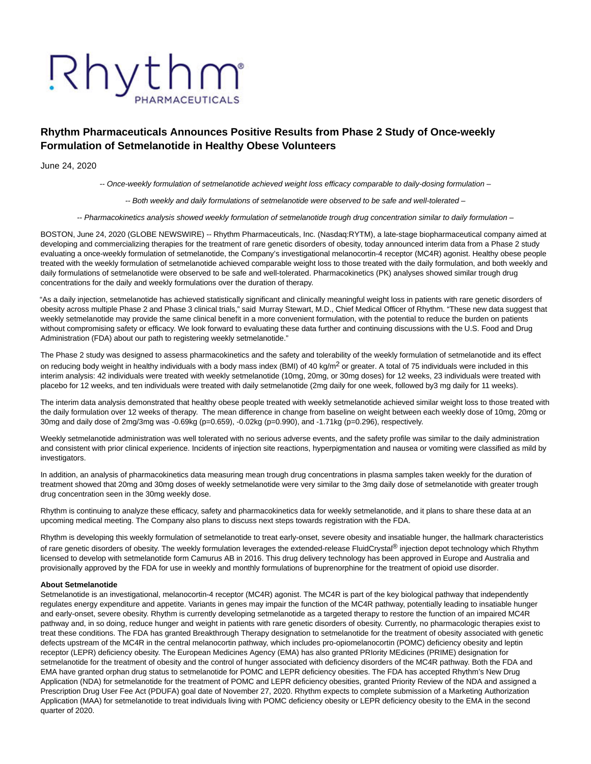# Rhythm Pharmaceuticals Announces Positive Results from Phase 2 Study of Once-weekly Formulation of Setmelanotide in Healthy Obese Volunteers

June 24, 2020

*-- Once-weekly formulation of setmelanotide achieved weight loss efficacy comparable to daily-dosing formulation –*

*-- Both weekly and daily formulations of setmelanotide were observed to be safe and well-tolerated –*

*-- Pharmacokinetics analysis showed weekly formulation of setmelanotide trough drug concentration similar to daily formulation –*

BOSTON, June 24, 2020 (GLOBE NEWSWIRE) -- Rhythm Pharmaceuticals, Inc. (Nasdaq:RYTM), a late-stage biopharmaceutical company aimed at developing and commercializing therapies for the treatment of rare genetic disorders of obesity, today announced interim data from a Phase 2 study evaluating a once-weekly formulation of setmelanotide, the Company's investigational melanocortin-4 receptor (MC4R) agonist. Healthy obese people treated with the weekly formulation of setmelanotide achieved comparable weight loss to those treated with the daily formulation, and both weekly and daily formulations of setmelanotide were observed to be safe and well-tolerated. Pharmacokinetics (PK) analyses showed similar trough drug concentrations for the daily and weekly formulations over the duration of therapy.

"As a daily injection, setmelanotide has achieved statistically significant and clinically meaningful weight loss in patients with rare genetic disorders of obesity across multiple Phase 2 and Phase 3 clinical trials," said Murray Stewart, M.D., Chief Medical Officer of Rhythm. "These new data suggest that weekly setmelanotide may provide the same clinical benefit in a more convenient formulation, with the potential to reduce the burden on patients without compromising safety or efficacy. We look forward to evaluating these data further and continuing discussions with the U.S. Food and Drug Administration (FDA) about our path to registering weekly setmelanotide."

The Phase 2 study was designed to assess pharmacokinetics and the safety and tolerability of the weekly formulation of setmelanotide and its effect on reducing body weight in healthy individuals with a body mass index (BMI) of 40 kg/m$^2$ or greater. A total of 75 individuals were included in this interim analysis: 42 individuals were treated with weekly setmelanotide (10mg, 20mg, or 30mg doses) for 12 weeks, 23 individuals were treated with placebo for 12 weeks, and ten individuals were treated with daily setmelanotide (2mg daily for one week, followed by3 mg daily for 11 weeks).

The interim data analysis demonstrated that healthy obese people treated with weekly setmelanotide achieved similar weight loss to those treated with the daily formulation over 12 weeks of therapy. The mean difference in change from baseline on weight between each weekly dose of 10mg, 20mg or 30mg and daily dose of 2mg/3mg was -0.69kg (p=0.659), -0.02kg (p=0.990), and -1.71kg (p=0.296), respectively.

Weekly setmelanotide administration was well tolerated with no serious adverse events, and the safety profile was similar to the daily administration and consistent with prior clinical experience. Incidents of injection site reactions, hyperpigmentation and nausea or vomiting were classified as mild by investigators.

In addition, an analysis of pharmacokinetics data measuring mean trough drug concentrations in plasma samples taken weekly for the duration of treatment showed that 20mg and 30mg doses of weekly setmelanotide were very similar to the 3mg daily dose of setmelanotide with greater trough drug concentration seen in the 30mg weekly dose.

Rhythm is continuing to analyze these efficacy, safety and pharmacokinetics data for weekly setmelanotide, and it plans to share these data at an upcoming medical meeting. The Company also plans to discuss next steps towards registration with the FDA.

Rhythm is developing this weekly formulation of setmelanotide to treat early-onset, severe obesity and insatiable hunger, the hallmark characteristics of rare genetic disorders of obesity. The weekly formulation leverages the extended-release FluidCrystal® injection depot technology which Rhythm licensed to develop with setmelanotide form Camurus AB in 2016. This drug delivery technology has been approved in Europe and Australia and provisionally approved by the FDA for use in weekly and monthly formulations of buprenorphine for the treatment of opioid use disorder.

**About Setmelanotide**

Setmelanotide is an investigational, melanocortin-4 receptor (MC4R) agonist. The MC4R is part of the key biological pathway that independently regulates energy expenditure and appetite. Variants in genes may impair the function of the MC4R pathway, potentially leading to insatiable hunger and early-onset, severe obesity. Rhythm is currently developing setmelanotide as a targeted therapy to restore the function of an impaired MC4R pathway and, in so doing, reduce hunger and weight in patients with rare genetic disorders of obesity. Currently, no pharmacologic therapies exist to treat these conditions. The FDA has granted Breakthrough Therapy designation to setmelanotide for the treatment of obesity associated with genetic defects upstream of the MC4R in the central melanocortin pathway, which includes pro-opiomelanocortin (POMC) deficiency obesity and leptin receptor (LEPR) deficiency obesity. The European Medicines Agency (EMA) has also granted PRIority MEdicines (PRIME) designation for setmelanotide for the treatment of obesity and the control of hunger associated with deficiency disorders of the MC4R pathway. Both the FDA and EMA have granted orphan drug status to setmelanotide for POMC and LEPR deficiency obesities. The FDA has accepted Rhythm's New Drug Application (NDA) for setmelanotide for the treatment of POMC and LEPR deficiency obesities, granted Priority Review of the NDA and assigned a Prescription Drug User Fee Act (PDUFA) goal date of November 27, 2020. Rhythm expects to complete submission of a Marketing Authorization Application (MAA) for setmelanotide to treat individuals living with POMC deficiency obesity or LEPR deficiency obesity to the EMA in the second quarter of 2020.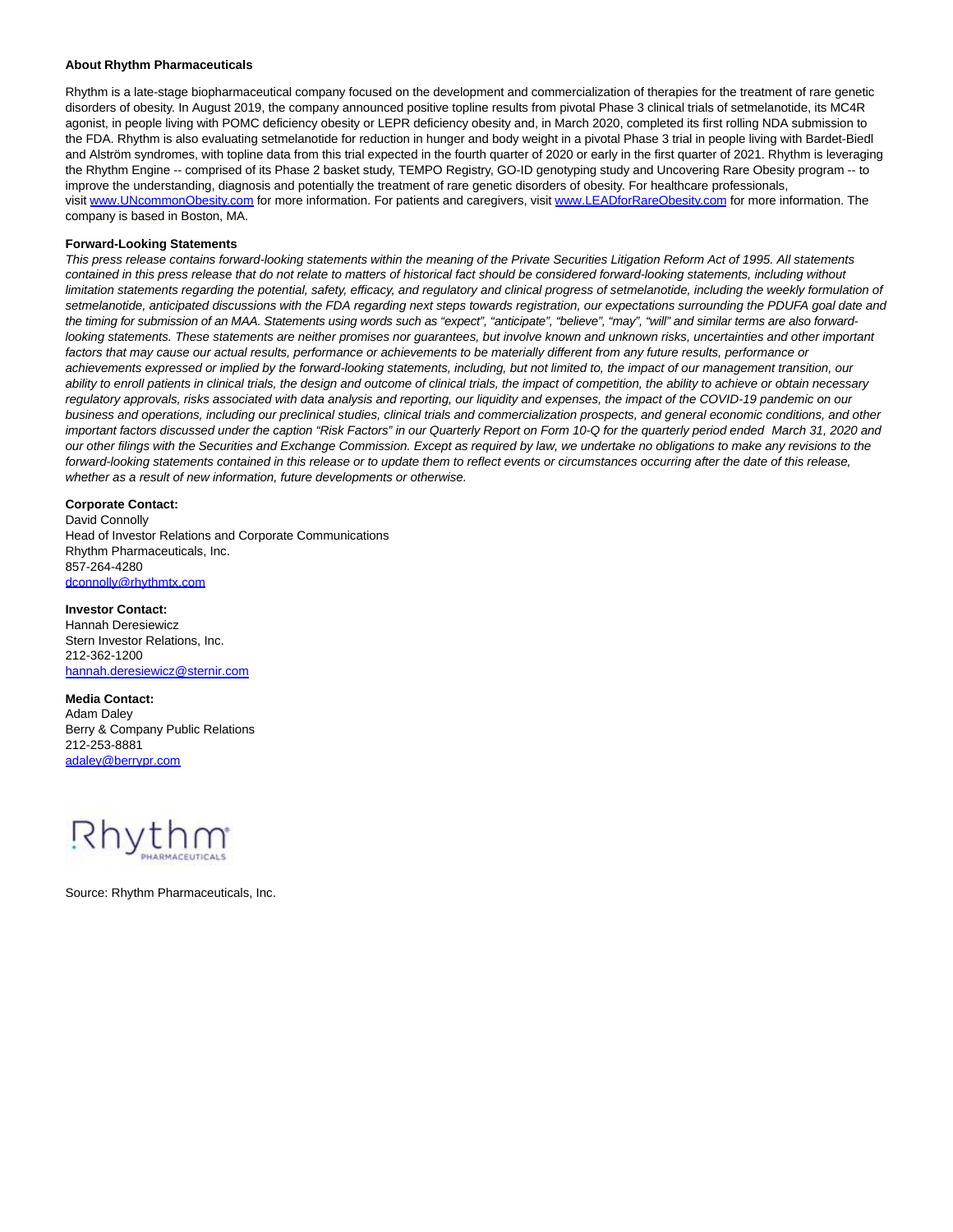**About Rhythm Pharmaceuticals**

Rhythm is a late-stage biopharmaceutical company focused on the development and commercialization of therapies for the treatment of rare genetic disorders of obesity. In August 2019, the company announced positive topline results from pivotal Phase 3 clinical trials of setmelanotide, its MC4R agonist, in people living with POMC deficiency obesity or LEPR deficiency obesity and, in March 2020, completed its first rolling NDA submission to the FDA. Rhythm is also evaluating setmelanotide for reduction in hunger and body weight in a pivotal Phase 3 trial in people living with Bardet-Biedl and Alström syndromes, with topline data from this trial expected in the fourth quarter of 2020 or early in the first quarter of 2021. Rhythm is leveraging the Rhythm Engine -- comprised of its Phase 2 basket study, TEMPO Registry, GO-ID genotyping study and Uncovering Rare Obesity program -- to improve the understanding, diagnosis and potentially the treatment of rare genetic disorders of obesity. For healthcare professionals, visit www.UNcommonObesity.com for more information. For patients and caregivers, visit www.LEADforRareObesity.com for more information. The company is based in Boston, MA.

**Forward-Looking Statements**

*This press release contains forward-looking statements within the meaning of the Private Securities Litigation Reform Act of 1995. All statements contained in this press release that do not relate to matters of historical fact should be considered forward-looking statements, including without limitation statements regarding the potential, safety, efficacy, and regulatory and clinical progress of setmelanotide, including the weekly formulation of setmelanotide, anticipated discussions with the FDA regarding next steps towards registration, our expectations surrounding the PDUFA goal date and the timing for submission of an MAA. Statements using words such as "expect", "anticipate", "believe", "may", "will" and similar terms are also forward-looking statements. These statements are neither promises nor guarantees, but involve known and unknown risks, uncertainties and other important factors that may cause our actual results, performance or achievements to be materially different from any future results, performance or achievements expressed or implied by the forward-looking statements, including, but not limited to, the impact of our management transition, our ability to enroll patients in clinical trials, the design and outcome of clinical trials, the impact of competition, the ability to achieve or obtain necessary regulatory approvals, risks associated with data analysis and reporting, our liquidity and expenses, the impact of the COVID-19 pandemic on our business and operations, including our preclinical studies, clinical trials and commercialization prospects, and general economic conditions, and other important factors discussed under the caption "Risk Factors" in our Quarterly Report on Form 10-Q for the quarterly period ended March 31, 2020 and our other filings with the Securities and Exchange Commission. Except as required by law, we undertake no obligations to make any revisions to the forward-looking statements contained in this release or to update them to reflect events or circumstances occurring after the date of this release, whether as a result of new information, future developments or otherwise.*

**Corporate Contact:**
David Connolly
Head of Investor Relations and Corporate Communications
Rhythm Pharmaceuticals, Inc.
857-264-4280
dconnolly@rhythmtx.com

**Investor Contact:**
Hannah Deresiewicz
Stern Investor Relations, Inc.
212-362-1200
hannah.deresiewicz@sternir.com

**Media Contact:**
Adam Daley
Berry & Company Public Relations
212-253-8881
adaley@berrypr.com

Rhythm PHARMACEUTICALS

Source: Rhythm Pharmaceuticals, Inc.